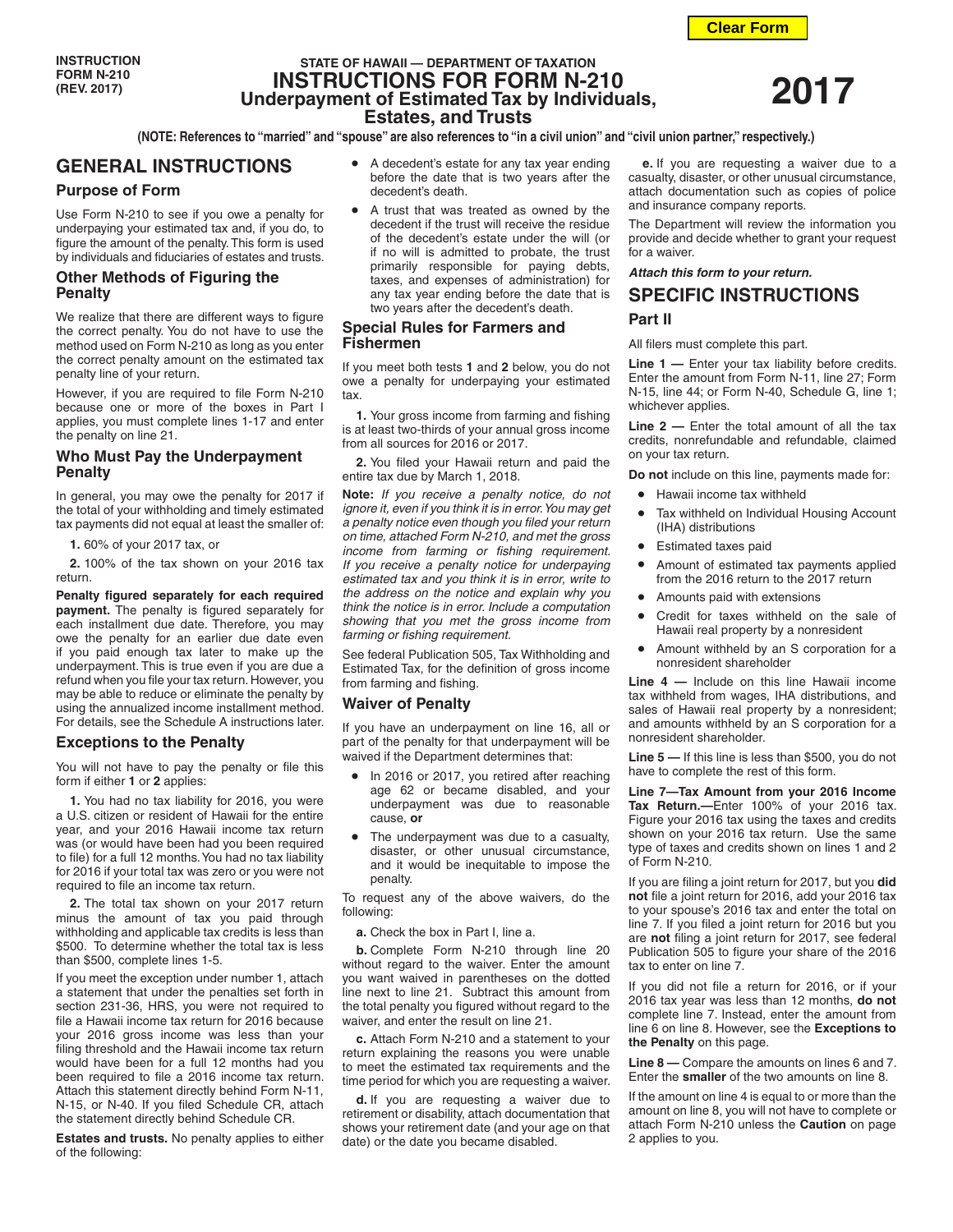INSTRUCTION FORM N-210 (REV. 2017)

STATE OF HAWAII — DEPARTMENT OF TAXATION

# INSTRUCTIONS FOR FORM N-210 Underpayment of Estimated Tax by Individuals, Estates, and Trusts

# 2017

**(NOTE: References to "married" and "spouse" are also references to "in a civil union" and "civil union partner," respectively.)**

## GENERAL INSTRUCTIONS

### Purpose of Form

Use Form N-210 to see if you owe a penalty for underpaying your estimated tax and, if you do, to figure the amount of the penalty. This form is used by individuals and fiduciaries of estates and trusts.

### Other Methods of Figuring the Penalty

We realize that there are different ways to figure the correct penalty. You do not have to use the method used on Form N-210 as long as you enter the correct penalty amount on the estimated tax penalty line of your return.

However, if you are required to file Form N-210 because one or more of the boxes in Part I applies, you must complete lines 1-17 and enter the penalty on line 21.

### Who Must Pay the Underpayment Penalty

In general, you may owe the penalty for 2017 if the total of your withholding and timely estimated tax payments did not equal at least the smaller of:

**1.** 60% of your 2017 tax, or

**2.** 100% of the tax shown on your 2016 tax return.

**Penalty figured separately for each required payment.** The penalty is figured separately for each installment due date. Therefore, you may owe the penalty for an earlier due date even if you paid enough tax later to make up the underpayment. This is true even if you are due a refund when you file your tax return. However, you may be able to reduce or eliminate the penalty by using the annualized income installment method. For details, see the Schedule A instructions later.

### Exceptions to the Penalty

You will not have to pay the penalty or file this form if either **1** or **2** applies:

**1.** You had no tax liability for 2016, you were a U.S. citizen or resident of Hawaii for the entire year, and your 2016 Hawaii income tax return was (or would have been had you been required to file) for a full 12 months. You had no tax liability for 2016 if your total tax was zero or you were not required to file an income tax return.

**2.** The total tax shown on your 2017 return minus the amount of tax you paid through withholding and applicable tax credits is less than $500. To determine whether the total tax is less than $500, complete lines 1-5.

If you meet the exception under number 1, attach a statement that under the penalties set forth in section 231-36, HRS, you were not required to file a Hawaii income tax return for 2016 because your 2016 gross income was less than your filing threshold and the Hawaii income tax return would have been for a full 12 months had you been required to file a 2016 income tax return. Attach this statement directly behind Form N-11, N-15, or N-40. If you filed Schedule CR, attach the statement directly behind Schedule CR.

**Estates and trusts.** No penalty applies to either of the following:

- A decedent's estate for any tax year ending before the date that is two years after the decedent's death.
- A trust that was treated as owned by the decedent if the trust will receive the residue of the decedent's estate under the will (or if no will is admitted to probate, the trust primarily responsible for paying debts, taxes, and expenses of administration) for any tax year ending before the date that is two years after the decedent's death.

### Special Rules for Farmers and Fishermen

If you meet both tests **1** and **2** below, you do not owe a penalty for underpaying your estimated tax.

**1.** Your gross income from farming and fishing is at least two-thirds of your annual gross income from all sources for 2016 or 2017.

**2.** You filed your Hawaii return and paid the entire tax due by March 1, 2018.

**Note:** *If you receive a penalty notice, do not ignore it, even if you think it is in error. You may get a penalty notice even though you filed your return on time, attached Form N-210, and met the gross income from farming or fishing requirement. If you receive a penalty notice for underpaying estimated tax and you think it is in error, write to the address on the notice and explain why you think the notice is in error. Include a computation showing that you met the gross income from farming or fishing requirement.*

See federal Publication 505, Tax Withholding and Estimated Tax, for the definition of gross income from farming and fishing.

### Waiver of Penalty

If you have an underpayment on line 16, all or part of the penalty for that underpayment will be waived if the Department determines that:

- In 2016 or 2017, you retired after reaching age 62 or became disabled, and your underpayment was due to reasonable cause, **or**
- The underpayment was due to a casualty, disaster, or other unusual circumstance, and it would be inequitable to impose the penalty.

To request any of the above waivers, do the following:

**a.** Check the box in Part I, line a.

**b.** Complete Form N-210 through line 20 without regard to the waiver. Enter the amount you want waived in parentheses on the dotted line next to line 21. Subtract this amount from the total penalty you figured without regard to the waiver, and enter the result on line 21.

**c.** Attach Form N-210 and a statement to your return explaining the reasons you were unable to meet the estimated tax requirements and the time period for which you are requesting a waiver.

**d.** If you are requesting a waiver due to retirement or disability, attach documentation that shows your retirement date (and your age on that date) or the date you became disabled.

**e.** If you are requesting a waiver due to a casualty, disaster, or other unusual circumstance, attach documentation such as copies of police and insurance company reports.

The Department will review the information you provide and decide whether to grant your request for a waiver.

***Attach this form to your return.***

## SPECIFIC INSTRUCTIONS

### Part II

All filers must complete this part.

**Line 1 —** Enter your tax liability before credits. Enter the amount from Form N-11, line 27; Form N-15, line 44; or Form N-40, Schedule G, line 1; whichever applies.

**Line 2 —** Enter the total amount of all the tax credits, nonrefundable and refundable, claimed on your tax return.

**Do not** include on this line, payments made for:

- Hawaii income tax withheld
- Tax withheld on Individual Housing Account (IHA) distributions
- Estimated taxes paid
- Amount of estimated tax payments applied from the 2016 return to the 2017 return
- Amounts paid with extensions
- Credit for taxes withheld on the sale of Hawaii real property by a nonresident
- Amount withheld by an S corporation for a nonresident shareholder

**Line 4 —** Include on this line Hawaii income tax withheld from wages, IHA distributions, and sales of Hawaii real property by a nonresident; and amounts withheld by an S corporation for a nonresident shareholder.

**Line 5 —** If this line is less than $500, you do not have to complete the rest of this form.

**Line 7—Tax Amount from your 2016 Income Tax Return.—**Enter 100% of your 2016 tax. Figure your 2016 tax using the taxes and credits shown on your 2016 tax return. Use the same type of taxes and credits shown on lines 1 and 2 of Form N-210.

If you are filing a joint return for 2017, but you **did not** file a joint return for 2016, add your 2016 tax to your spouse's 2016 tax and enter the total on line 7. If you filed a joint return for 2016 but you are **not** filing a joint return for 2017, see federal Publication 505 to figure your share of the 2016 tax to enter on line 7.

If you did not file a return for 2016, or if your 2016 tax year was less than 12 months, **do not** complete line 7. Instead, enter the amount from line 6 on line 8. However, see the **Exceptions to the Penalty** on this page.

**Line 8 —** Compare the amounts on lines 6 and 7. Enter the **smaller** of the two amounts on line 8.

If the amount on line 4 is equal to or more than the amount on line 8, you will not have to complete or attach Form N-210 unless the **Caution** on page 2 applies to you.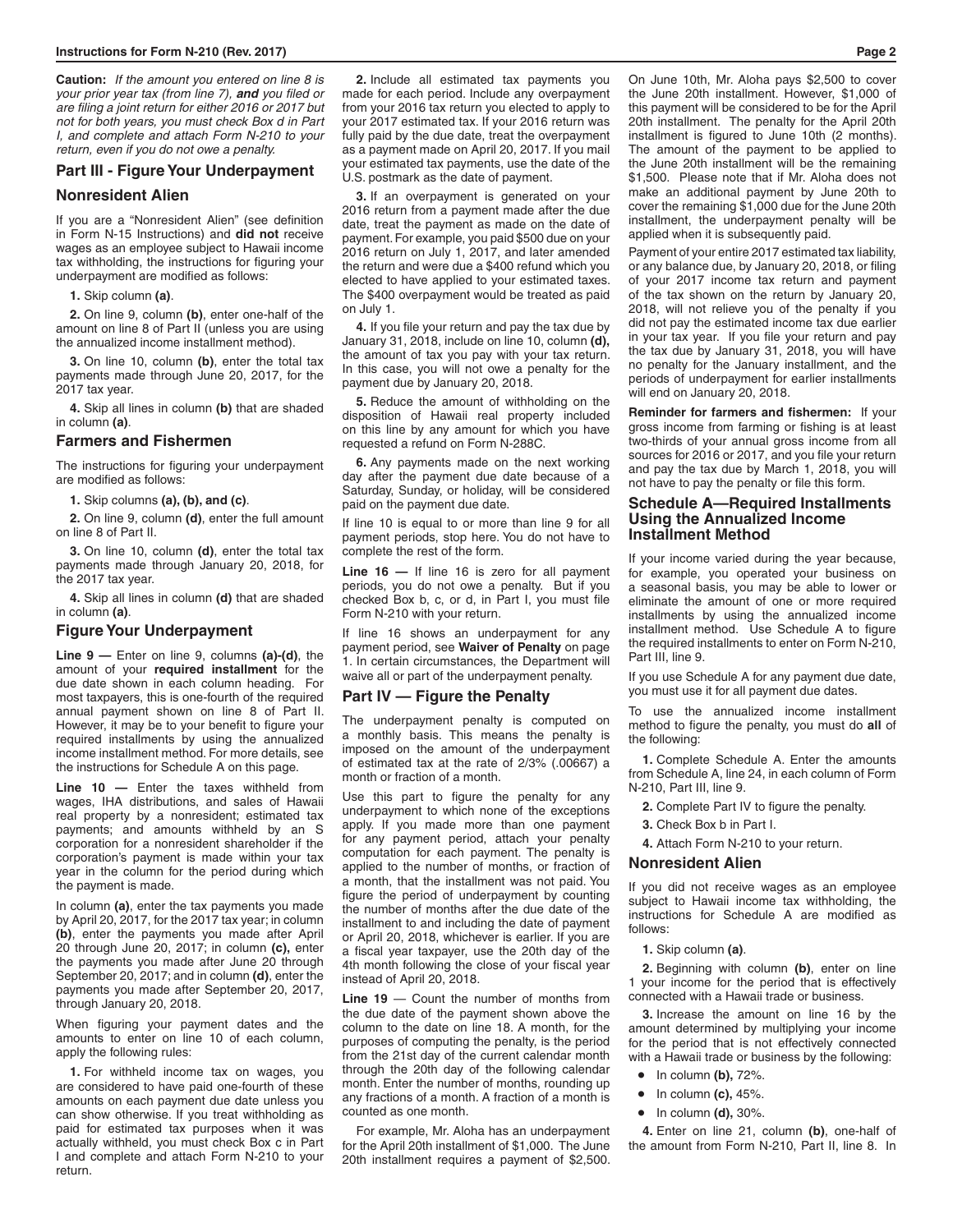**Caution:** *If the amount you entered on line 8 is your prior year tax (from line 7),* ***and*** *you filed or are filing a joint return for either 2016 or 2017 but not for both years, you must check Box d in Part I, and complete and attach Form N-210 to your return, even if you do not owe a penalty.*

## Part III - Figure Your Underpayment

### Nonresident Alien

If you are a "Nonresident Alien" (see definition in Form N-15 Instructions) and **did not** receive wages as an employee subject to Hawaii income tax withholding, the instructions for figuring your underpayment are modified as follows:

**1.** Skip column **(a)**.

**2.** On line 9, column **(b)**, enter one-half of the amount on line 8 of Part II (unless you are using the annualized income installment method).

**3.** On line 10, column **(b)**, enter the total tax payments made through June 20, 2017, for the 2017 tax year.

**4.** Skip all lines in column **(b)** that are shaded in column **(a)**.

### Farmers and Fishermen

The instructions for figuring your underpayment are modified as follows:

**1.** Skip columns **(a), (b), and (c)**.

**2.** On line 9, column **(d)**, enter the full amount on line 8 of Part II.

**3.** On line 10, column **(d)**, enter the total tax payments made through January 20, 2018, for the 2017 tax year.

**4.** Skip all lines in column **(d)** that are shaded in column **(a)**.

### Figure Your Underpayment

**Line 9 —** Enter on line 9, columns **(a)-(d)**, the amount of your **required installment** for the due date shown in each column heading. For most taxpayers, this is one-fourth of the required annual payment shown on line 8 of Part II. However, it may be to your benefit to figure your required installments by using the annualized income installment method. For more details, see the instructions for Schedule A on this page.

**Line 10 —** Enter the taxes withheld from wages, IHA distributions, and sales of Hawaii real property by a nonresident; estimated tax payments; and amounts withheld by an S corporation for a nonresident shareholder if the corporation's payment is made within your tax year in the column for the period during which the payment is made.

In column **(a)**, enter the tax payments you made by April 20, 2017, for the 2017 tax year; in column **(b)**, enter the payments you made after April 20 through June 20, 2017; in column **(c),** enter the payments you made after June 20 through September 20, 2017; and in column **(d)**, enter the payments you made after September 20, 2017, through January 20, 2018.

When figuring your payment dates and the amounts to enter on line 10 of each column, apply the following rules:

**1.** For withheld income tax on wages, you are considered to have paid one-fourth of these amounts on each payment due date unless you can show otherwise. If you treat withholding as paid for estimated tax purposes when it was actually withheld, you must check Box c in Part I and complete and attach Form N-210 to your return.

**2.** Include all estimated tax payments you made for each period. Include any overpayment from your 2016 tax return you elected to apply to your 2017 estimated tax. If your 2016 return was fully paid by the due date, treat the overpayment as a payment made on April 20, 2017. If you mail your estimated tax payments, use the date of the U.S. postmark as the date of payment.

**3.** If an overpayment is generated on your 2016 return from a payment made after the due date, treat the payment as made on the date of payment. For example, you paid $500 due on your 2016 return on July 1, 2017, and later amended the return and were due a $400 refund which you elected to have applied to your estimated taxes. The $400 overpayment would be treated as paid on July 1.

**4.** If you file your return and pay the tax due by January 31, 2018, include on line 10, column **(d),** the amount of tax you pay with your tax return. In this case, you will not owe a penalty for the payment due by January 20, 2018.

**5.** Reduce the amount of withholding on the disposition of Hawaii real property included on this line by any amount for which you have requested a refund on Form N-288C.

**6.** Any payments made on the next working day after the payment due date because of a Saturday, Sunday, or holiday, will be considered paid on the payment due date.

If line 10 is equal to or more than line 9 for all payment periods, stop here. You do not have to complete the rest of the form.

**Line 16 —** If line 16 is zero for all payment periods, you do not owe a penalty. But if you checked Box b, c, or d, in Part I, you must file Form N-210 with your return.

If line 16 shows an underpayment for any payment period, see **Waiver of Penalty** on page 1. In certain circumstances, the Department will waive all or part of the underpayment penalty.

## Part IV — Figure the Penalty

The underpayment penalty is computed on a monthly basis. This means the penalty is imposed on the amount of the underpayment of estimated tax at the rate of 2/3% (.00667) a month or fraction of a month.

Use this part to figure the penalty for any underpayment to which none of the exceptions apply. If you made more than one payment for any payment period, attach your penalty computation for each payment. The penalty is applied to the number of months, or fraction of a month, that the installment was not paid. You figure the period of underpayment by counting the number of months after the due date of the installment to and including the date of payment or April 20, 2018, whichever is earlier. If you are a fiscal year taxpayer, use the 20th day of the 4th month following the close of your fiscal year instead of April 20, 2018.

**Line 19** — Count the number of months from the due date of the payment shown above the column to the date on line 18. A month, for the purposes of computing the penalty, is the period from the 21st day of the current calendar month through the 20th day of the following calendar month. Enter the number of months, rounding up any fractions of a month. A fraction of a month is counted as one month.

For example, Mr. Aloha has an underpayment for the April 20th installment of $1,000. The June 20th installment requires a payment of $2,500. On June 10th, Mr. Aloha pays $2,500 to cover the June 20th installment. However, $1,000 of this payment will be considered to be for the April 20th installment. The penalty for the April 20th installment is figured to June 10th (2 months). The amount of the payment to be applied to the June 20th installment will be the remaining $1,500. Please note that if Mr. Aloha does not make an additional payment by June 20th to cover the remaining $1,000 due for the June 20th installment, the underpayment penalty will be applied when it is subsequently paid.

Payment of your entire 2017 estimated tax liability, or any balance due, by January 20, 2018, or filing of your 2017 income tax return and payment of the tax shown on the return by January 20, 2018, will not relieve you of the penalty if you did not pay the estimated income tax due earlier in your tax year. If you file your return and pay the tax due by January 31, 2018, you will have no penalty for the January installment, and the periods of underpayment for earlier installments will end on January 20, 2018.

**Reminder for farmers and fishermen:** If your gross income from farming or fishing is at least two-thirds of your annual gross income from all sources for 2016 or 2017, and you file your return and pay the tax due by March 1, 2018, you will not have to pay the penalty or file this form.

## Schedule A—Required Installments Using the Annualized Income Installment Method

If your income varied during the year because, for example, you operated your business on a seasonal basis, you may be able to lower or eliminate the amount of one or more required installments by using the annualized income installment method. Use Schedule A to figure the required installments to enter on Form N-210, Part III, line 9.

If you use Schedule A for any payment due date, you must use it for all payment due dates.

To use the annualized income installment method to figure the penalty, you must do **all** of the following:

**1.** Complete Schedule A. Enter the amounts from Schedule A, line 24, in each column of Form N-210, Part III, line 9.

**2.** Complete Part IV to figure the penalty.

**3.** Check Box b in Part I.

**4.** Attach Form N-210 to your return.

### Nonresident Alien

If you did not receive wages as an employee subject to Hawaii income tax withholding, the instructions for Schedule A are modified as follows:

**1.** Skip column **(a)**.

**2.** Beginning with column **(b)**, enter on line 1 your income for the period that is effectively connected with a Hawaii trade or business.

**3.** Increase the amount on line 16 by the amount determined by multiplying your income for the period that is not effectively connected with a Hawaii trade or business by the following:

- In column **(b),** 72%.
- In column **(c),** 45%.
- In column **(d),** 30%.

**4.** Enter on line 21, column **(b)**, one-half of the amount from Form N-210, Part II, line 8. In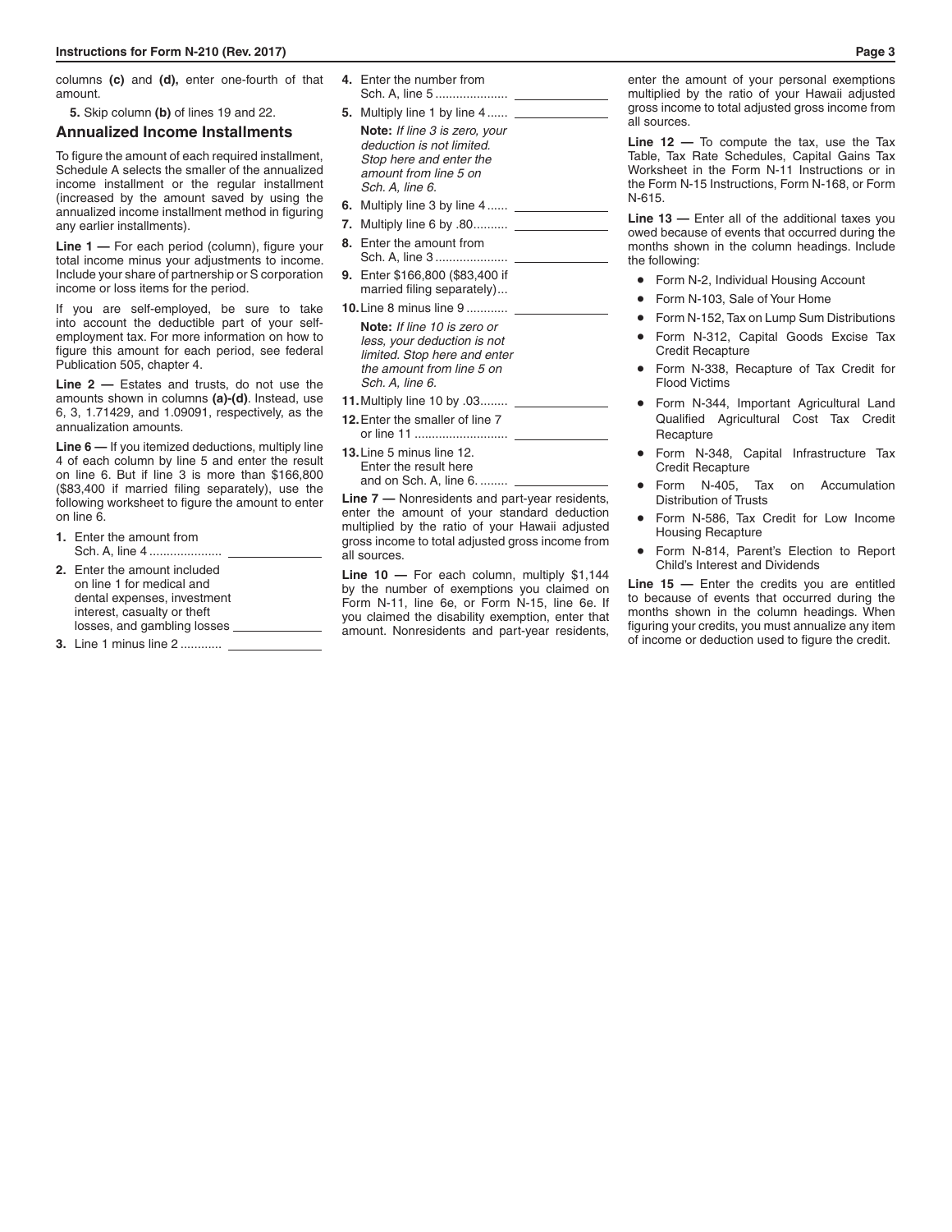columns **(c)** and **(d),** enter one-fourth of that amount.

**5.** Skip column **(b)** of lines 19 and 22.

## Annualized Income Installments

To figure the amount of each required installment, Schedule A selects the smaller of the annualized income installment or the regular installment (increased by the amount saved by using the annualized income installment method in figuring any earlier installments).

**Line 1 —** For each period (column), figure your total income minus your adjustments to income. Include your share of partnership or S corporation income or loss items for the period.

If you are self-employed, be sure to take into account the deductible part of your self-employment tax. For more information on how to figure this amount for each period, see federal Publication 505, chapter 4.

**Line 2 —** Estates and trusts, do not use the amounts shown in columns **(a)-(d)**. Instead, use 6, 3, 1.71429, and 1.09091, respectively, as the annualization amounts.

**Line 6 —** If you itemized deductions, multiply line 4 of each column by line 5 and enter the result on line 6. But if line 3 is more than $166,800 ($83,400 if married filing separately), use the following worksheet to figure the amount to enter on line 6.

1. Enter the amount from Sch. A, line 4 .................... \_\_\_\_\_\_\_\_\_\_
2. Enter the amount included on line 1 for medical and dental expenses, investment interest, casualty or theft losses, and gambling losses \_\_\_\_\_\_\_\_\_\_
3. Line 1 minus line 2 ........... \_\_\_\_\_\_\_\_\_\_
4. Enter the number from Sch. A, line 5 .................... \_\_\_\_\_\_\_\_\_\_
5. Multiply line 1 by line 4 ...... \_\_\_\_\_\_\_\_\_\_

   **Note:** *If line 3 is zero, your deduction is not limited. Stop here and enter the amount from line 5 on Sch. A, line 6.*
6. Multiply line 3 by line 4 ...... \_\_\_\_\_\_\_\_\_\_
7. Multiply line 6 by .80.......... \_\_\_\_\_\_\_\_\_\_
8. Enter the amount from Sch. A, line 3 .................... \_\_\_\_\_\_\_\_\_\_
9. Enter $166,800 ($83,400 if married filing separately)... \_\_\_\_\_\_\_\_\_\_
10. Line 8 minus line 9 ........... \_\_\_\_\_\_\_\_\_\_

    **Note:** *If line 10 is zero or less, your deduction is not limited. Stop here and enter the amount from line 5 on Sch. A, line 6.*
11. Multiply line 10 by .03........ \_\_\_\_\_\_\_\_\_\_
12. Enter the smaller of line 7 or line 11 .......................... \_\_\_\_\_\_\_\_\_\_
13. Line 5 minus line 12. Enter the result here and on Sch. A, line 6. ........ \_\_\_\_\_\_\_\_\_\_

**Line 7 —** Nonresidents and part-year residents, enter the amount of your standard deduction multiplied by the ratio of your Hawaii adjusted gross income to total adjusted gross income from all sources.

**Line 10 —** For each column, multiply $1,144 by the number of exemptions you claimed on Form N-11, line 6e, or Form N-15, line 6e. If you claimed the disability exemption, enter that amount. Nonresidents and part-year residents, enter the amount of your personal exemptions multiplied by the ratio of your Hawaii adjusted gross income to total adjusted gross income from all sources.

**Line 12 —** To compute the tax, use the Tax Table, Tax Rate Schedules, Capital Gains Tax Worksheet in the Form N-11 Instructions or in the Form N-15 Instructions, Form N-168, or Form N-615.

**Line 13 —** Enter all of the additional taxes you owed because of events that occurred during the months shown in the column headings. Include the following:

- Form N-2, Individual Housing Account
- Form N-103, Sale of Your Home
- Form N-152, Tax on Lump Sum Distributions
- Form N-312, Capital Goods Excise Tax Credit Recapture
- Form N-338, Recapture of Tax Credit for Flood Victims
- Form N-344, Important Agricultural Land Qualified Agricultural Cost Tax Credit Recapture
- Form N-348, Capital Infrastructure Tax Credit Recapture
- Form N-405, Tax on Accumulation Distribution of Trusts
- Form N-586, Tax Credit for Low Income Housing Recapture
- Form N-814, Parent's Election to Report Child's Interest and Dividends

**Line 15 —** Enter the credits you are entitled to because of events that occurred during the months shown in the column headings. When figuring your credits, you must annualize any item of income or deduction used to figure the credit.